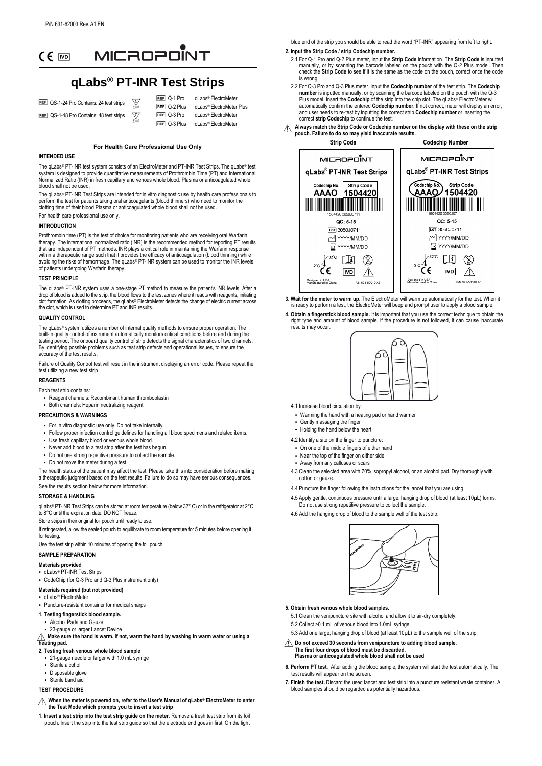P/N 631-62003 Rev. A1 EN

CE IVD MICROPOINT

# qLabs® PT-INR Test Strips

| | | | |
|---|---|---|---|
| REF QS-1-24 Pro Contains: 24 test strips | REF Q-1 Pro | qLabs® ElectroMeter |
| | REF Q-2 Plus | qLabs® ElectroMeter Plus |
| REF QS-1-48 Pro Contains: 48 test strips | REF Q-3 Pro | qLabs® ElectroMeter |
| | REF Q-3 Plus | qLabs® ElectroMeter |

**For Health Care Professional Use Only**

### INTENDED USE

The qLabs® PT-INR test system consists of an ElectroMeter and PT-INR Test Strips. The qLabs® test system is designed to provide quantitative measurements of Prothrombin Time (PT) and International Normalized Ratio (INR) in fresh capillary and venous whole blood. Plasma or anticoagulated whole blood shall not be used.

The qLabs® PT-INR Test Strips are intended for in vitro diagnostic use by health care professionals to perform the test for patients taking oral anticoagulants (blood thinners) who need to monitor the clotting time of their blood Plasma or anticoagulated whole blood shall not be used.

For health care professional use only.

### INTRODUCTION

Prothrombin time (PT) is the test of choice for monitoring patients who are receiving oral Warfarin therapy. The international normalized ratio (INR) is the recommended method for reporting PT results that are independent of PT methods. INR plays a critical role in maintaining the Warfarin response within a therapeutic range such that it provides the efficacy of anticoagulation (blood thinning) while avoiding the risks of hemorrhage. The qLabs® PT-INR system can be used to monitor the INR levels of patients undergoing Warfarin therapy.

### TEST PRINCIPLE

The qLabs® PT-INR system uses a one-stage PT method to measure the patient's INR levels. After a drop of blood is added to the strip, the blood flows to the test zones where it reacts with reagents, initiating clot formation. As clotting proceeds, the qLabs® ElectroMeter detects the change of electric current across the clot, which is used to determine PT and INR results.

### QUALITY CONTROL

The qLabs® system utilizes a number of internal quality methods to ensure proper operation. The built-in quality control of instrument automatically monitors critical conditions before and during the testing period. The onboard quality control of strip detects the signal characteristics of two channels. By identifying possible problems such as test strip defects and operational issues, to ensure the accuracy of the test results.

Failure of Quality Control test will result in the instrument displaying an error code. Please repeat the test utilizing a new test strip.

### REAGENTS

Each test strip contains:

- Reagent channels: Recombinant human thromboplastin
- Both channels: Heparin neutralizing reagent

### PRECAUTIONS & WARNINGS

- For in vitro diagnostic use only. Do not take internally.
- Follow proper infection control guidelines for handling all blood specimens and related items.
- Use fresh capillary blood or venous whole blood.
- Never add blood to a test strip after the test has begun.
- Do not use strong repetitive pressure to collect the sample.
- Do not move the meter during a test.

The health status of the patient may affect the test. Please take this into consideration before making a therapeutic judgment based on the test results. Failure to do so may have serious consequences. See the results section below for more information.

### STORAGE & HANDLING

qLabs® PT-INR Test Strips can be stored at room temperature (below 32° C) or in the refrigerator at 2°C to 8°C until the expiration date. DO NOT freeze.

Store strips in their original foil pouch until ready to use.

If refrigerated, allow the sealed pouch to equilibrate to room temperature for 5 minutes before opening it for testing.

Use the test strip within 10 minutes of opening the foil pouch.

### SAMPLE PREPARATION

**Materials provided**

- qLabs® PT-INR Test Strips
- CodeChip (for Q-3 Pro and Q-3 Plus instrument only)

**Materials required (but not provided)**

- qLabs® ElectroMeter
- Puncture-resistant container for medical sharps

**1. Testing fingerstick blood sample.**

- Alcohol Pads and Gauze
- 23-gauge or larger Lancet Device

⚠ **Make sure the hand is warm. If not, warm the hand by washing in warm water or using a heating pad.**

**2. Testing fresh venous whole blood sample**

- 21-gauge needle or larger with 1.0 mL syringe
- Sterile alcohol
- Disposable glove
- Sterile band aid

### TEST PROCEDURE

⚠ **When the meter is powered on, refer to the User's Manual of qLabs® ElectroMeter to enter the Test Mode which prompts you to insert a test strip**

**1. Insert a test strip into the test strip guide on the meter.** Remove a fresh test strip from its foil pouch. Insert the strip into the test strip guide so that the electrode end goes in first. On the light blue end of the strip you should be able to read the word "PT-INR" appearing from left to right.

**2. Input the Strip Code / strip Codechip number.**

2.1 For Q-1 Pro and Q-2 Plus meter, input the **Strip Code** information. The **Strip Code** is inputted manually, or by scanning the barcode labeled on the pouch with the Q-2 Plus model. Then check the **Strip Code** to see if it is the same as the code on the pouch, correct once the code is wrong.

2.2 For Q-3 Pro and Q-3 Plus meter, input the **Codechip number** of the test strip. The **Codechip number** is inputted manually, or by scanning the barcode labeled on the pouch with the Q-3 Plus model. Insert the **Codechip** of the strip into the chip slot. The qLabs® ElectroMeter will automatically confirm the entered **Codechip number.** If not correct, meter will display an error, and user needs to re-test by inputting the correct strip **Codechip number** or inserting the correct **strip Codechip** to continue the test.

⚠ **Always match the Strip Code or Codechip number on the display with these on the strip pouch. Failure to do so may yield inaccurate results.**

**Strip Code** | **Codechip Number**

MICROPOINT qLabs® PT-INR Test Strips — Codechip No. AAAO, Strip Code 1504420; 1504420 3050J0711; QC: 5-15; LOT 3050J0711; YYYY/MM/DD; YYYY/MM/DD; 2°C–32°C; IVD; Designed in USA, Manufactured in China; P/N 621-50010.A5

**3. Wait for the meter to warm up.** The ElectroMeter will warm up automatically for the test. When it is ready to perform a test, the ElectroMeter will beep and prompt user to apply a blood sample.

**4. Obtain a fingerstick blood sample.** It is important that you use the correct technique to obtain the right type and amount of blood sample. If the procedure is not followed, it can cause inaccurate results may occur.

4.1 Increase blood circulation by:

- Warming the hand with a heating pad or hand warmer
- Gently massaging the finger
- Holding the hand below the heart

4.2 Identify a site on the finger to puncture:

- On one of the middle fingers of either hand
- Near the top of the finger on either side
- Away from any calluses or scars

4.3 Clean the selected area with 70% isopropyl alcohol, or an alcohol pad. Dry thoroughly with cotton or gauze.

4.4 Puncture the finger following the instructions for the lancet that you are using.

4.5 Apply gentle, continuous pressure until a large, hanging drop of blood (at least 10μL) forms. Do not use strong repetitive pressure to collect the sample.

4.6 Add the hanging drop of blood to the sample well of the test strip.

**5. Obtain fresh venous whole blood samples.**

5.1 Clean the venipuncture site with alcohol and allow it to air-dry completely.

5.2 Collect >0.1 mL of venous blood into 1.0mL syringe.

5.3 Add one large, hanging drop of blood (at least 10μL) to the sample well of the strip.

⚠ **Do not exceed 30 seconds from venipuncture to adding blood sample. The first four drops of blood must be discarded. Plasma or anticoagulated whole blood shall not be used**

**6. Perform PT test.** After adding the blood sample, the system will start the test automatically. The test results will appear on the screen.

**7. Finish the test.** Discard the used lancet and test strip into a puncture resistant waste container. All blood samples should be regarded as potentially hazardous.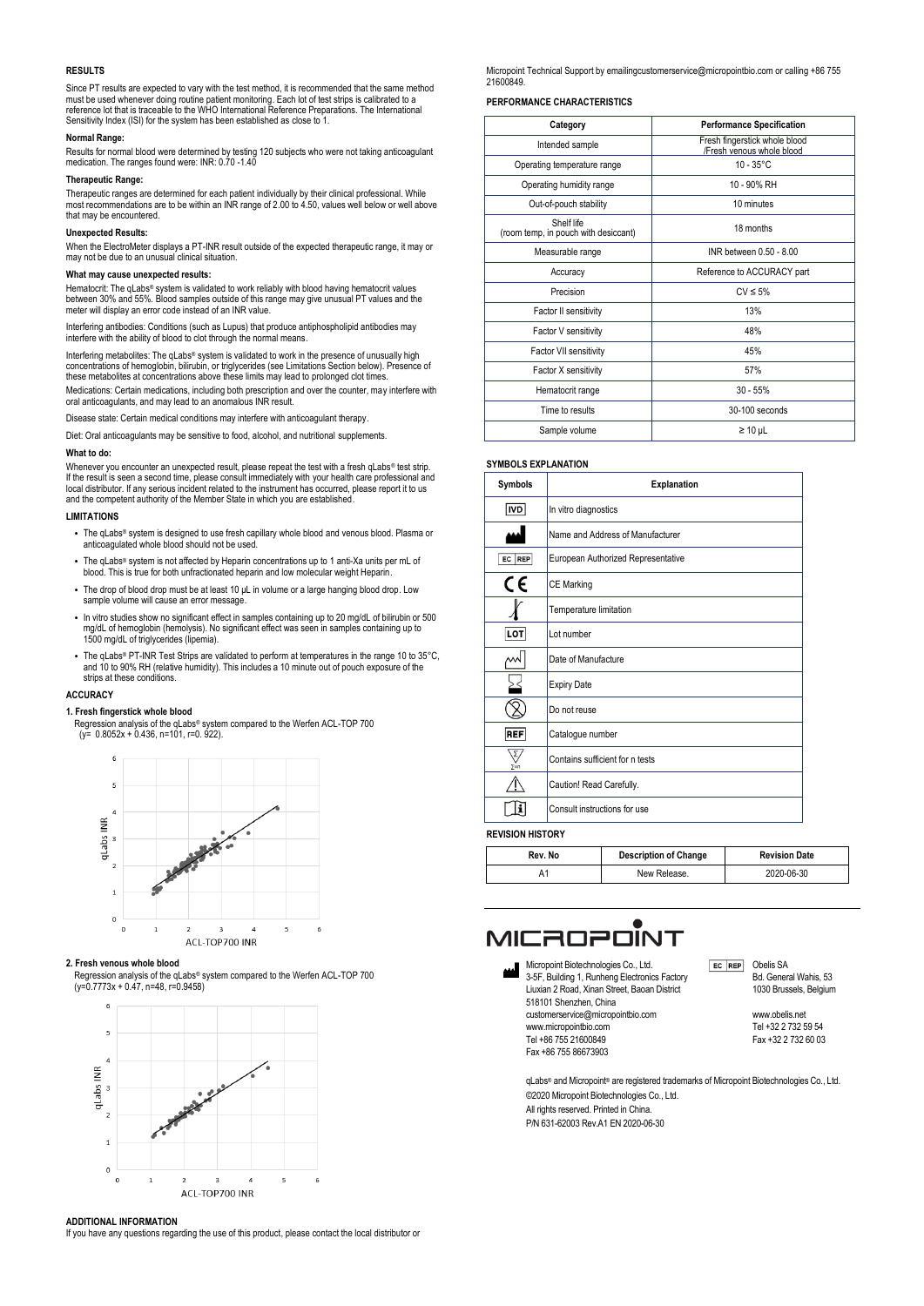## RESULTS

Since PT results are expected to vary with the test method, it is recommended that the same method must be used whenever doing routine patient monitoring. Each lot of test strips is calibrated to a reference lot that is traceable to the WHO International Reference Preparations. The International Sensitivity Index (ISI) for the system has been established as close to 1.

### Normal Range:

Results for normal blood were determined by testing 120 subjects who were not taking anticoagulant medication. The ranges found were: INR: 0.70 -1.40

### Therapeutic Range:

Therapeutic ranges are determined for each patient individually by their clinical professional. While most recommendations are to be within an INR range of 2.00 to 4.50, values well below or well above that may be encountered.

### Unexpected Results:

When the ElectroMeter displays a PT-INR result outside of the expected therapeutic range, it may or may not be due to an unusual clinical situation.

### What may cause unexpected results:

Hematocrit: The qLabs® system is validated to work reliably with blood having hematocrit values between 30% and 55%. Blood samples outside of this range may give unusual PT values and the meter will display an error code instead of an INR value.

Interfering antibodies: Conditions (such as Lupus) that produce antiphospholipid antibodies may interfere with the ability of blood to clot through the normal means.

Interfering metabolites: The qLabs® system is validated to work in the presence of unusually high concentrations of hemoglobin, bilirubin, or triglycerides (see Limitations Section below). Presence of these metabolites at concentrations above these limits may lead to prolonged clot times.

Medications: Certain medications, including both prescription and over the counter, may interfere with oral anticoagulants, and may lead to an anomalous INR result.

Disease state: Certain medical conditions may interfere with anticoagulant therapy.

Diet: Oral anticoagulants may be sensitive to food, alcohol, and nutritional supplements.

### What to do:

Whenever you encounter an unexpected result, please repeat the test with a fresh qLabs® test strip. If the result is seen a second time, please consult immediately with your health care professional and local distributor. If any serious incident related to the instrument has occurred, please report it to us and the competent authority of the Member State in which you are established.

## LIMITATIONS

- The qLabs® system is designed to use fresh capillary whole blood and venous blood. Plasma or anticoagulated whole blood should not be used.
- The qLabs® system is not affected by Heparin concentrations up to 1 anti-Xa units per mL of blood. This is true for both unfractionated heparin and low molecular weight Heparin.
- The drop of blood drop must be at least 10 µL in volume or a large hanging blood drop. Low sample volume will cause an error message.
- In vitro studies show no significant effect in samples containing up to 20 mg/dL of bilirubin or 500 mg/dL of hemoglobin (hemolysis). No significant effect was seen in samples containing up to 1500 mg/dL of triglycerides (lipemia).
- The qLabs® PT-INR Test Strips are validated to perform at temperatures in the range 10 to 35°C, and 10 to 90% RH (relative humidity). This includes a 10 minute out of pouch exposure of the strips at these conditions.

## ACCURACY

**1. Fresh fingerstick whole blood**

Regression analysis of the qLabs® system compared to the Werfen ACL-TOP 700 (y= 0.8052x + 0.436, n=101, r=0. 922).

qLabs INR
ACL-TOP700 INR

**2. Fresh venous whole blood**

Regression analysis of the qLabs® system compared to the Werfen ACL-TOP 700 (y=0.7773x + 0.47, n=48, r=0.9458)

qLabs INR
ACL-TOP700 INR

## ADDITIONAL INFORMATION

If you have any questions regarding the use of this product, please contact the local distributor or Micropoint Technical Support by emailingcustomerservice@micropointbio.com or calling +86 755 21600849.

## PERFORMANCE CHARACTERISTICS

| Category | Performance Specification |
|---|---|
| Intended sample | Fresh fingerstick whole blood /Fresh venous whole blood |
| Operating temperature range | 10 - 35°C |
| Operating humidity range | 10 - 90% RH |
| Out-of-pouch stability | 10 minutes |
| Shelf life (room temp, in pouch with desiccant) | 18 months |
| Measurable range | INR between 0.50 - 8.00 |
| Accuracy | Reference to ACCURACY part |
| Precision | CV ≤ 5% |
| Factor II sensitivity | 13% |
| Factor V sensitivity | 48% |
| Factor VII sensitivity | 45% |
| Factor X sensitivity | 57% |
| Hematocrit range | 30 - 55% |
| Time to results | 30-100 seconds |
| Sample volume | ≥ 10 µL |

## SYMBOLS EXPLANATION

| Symbols | Explanation |
|---|---|
| IVD | In vitro diagnostics |
| | Name and Address of Manufacturer |
| EC REP | European Authorized Representative |
| CE | CE Marking |
| | Temperature limitation |
| LOT | Lot number |
| | Date of Manufacture |
| | Expiry Date |
| | Do not reuse |
| REF | Catalogue number |
| | Contains sufficient for n tests |
| | Caution! Read Carefully. |
| | Consult instructions for use |

## REVISION HISTORY

| Rev. No | Description of Change | Revision Date |
|---|---|---|
| A1 | New Release. | 2020-06-30 |

MICROPOINT

Micropoint Biotechnologies Co., Ltd.
3-5F, Building 1, Runheng Electronics Factory
Liuxian 2 Road, Xinan Street, Baoan District
518101 Shenzhen, China
customerservice@micropointbio.com
www.micropointbio.com
Tel +86 755 21600849
Fax +86 755 86673903

EC REP Obelis SA
Bd. General Wahis, 53
1030 Brussels, Belgium

www.obelis.net
Tel +32 2 732 59 54
Fax +32 2 732 60 03

qLabs® and Micropoint® are registered trademarks of Micropoint Biotechnologies Co., Ltd.
©2020 Micropoint Biotechnologies Co., Ltd.
All rights reserved. Printed in China.
P/N 631-62003 Rev.A1 EN 2020-06-30